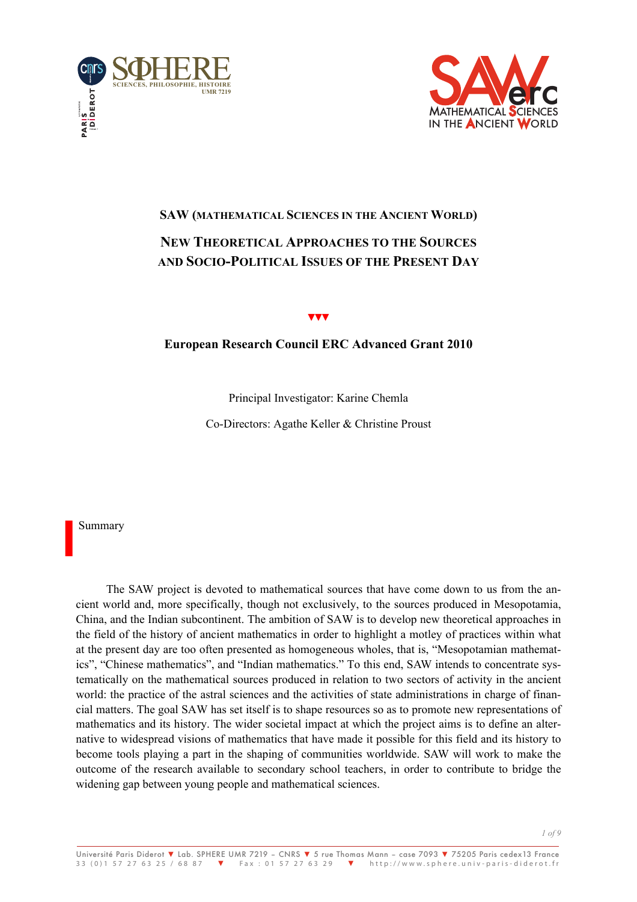SPHERE
SCIENCES, PHILOSOPHIE, HISTOIRE
UMR 7219

SAW erc
MATHEMATICAL SCIENCES IN THE ANCIENT WORLD

# SAW (Mathematical Sciences in the Ancient World)

## New Theoretical Approaches to the Sources and Socio-Political Issues of the Present Day

▼▼▼

**European Research Council ERC Advanced Grant 2010**

Principal Investigator: Karine Chemla

Co-Directors: Agathe Keller & Christine Proust

## Summary

The SAW project is devoted to mathematical sources that have come down to us from the ancient world and, more specifically, though not exclusively, to the sources produced in Mesopotamia, China, and the Indian subcontinent. The ambition of SAW is to develop new theoretical approaches in the field of the history of ancient mathematics in order to highlight a motley of practices within what at the present day are too often presented as homogeneous wholes, that is, "Mesopotamian mathematics", "Chinese mathematics", and "Indian mathematics." To this end, SAW intends to concentrate systematically on the mathematical sources produced in relation to two sectors of activity in the ancient world: the practice of the astral sciences and the activities of state administrations in charge of financial matters. The goal SAW has set itself is to shape resources so as to promote new representations of mathematics and its history. The wider societal impact at which the project aims is to define an alternative to widespread visions of mathematics that have made it possible for this field and its history to become tools playing a part in the shaping of communities worldwide. SAW will work to make the outcome of the research available to secondary school teachers, in order to contribute to bridge the widening gap between young people and mathematical sciences.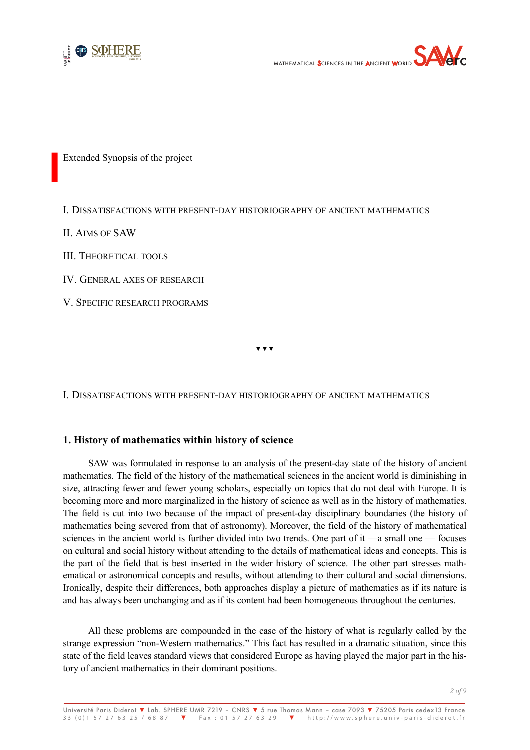## Extended Synopsis of the project

I. Dissatisfactions with present-day historiography of ancient mathematics

II. Aims of SAW

III. Theoretical tools

IV. General axes of research

V. Specific research programs

▼▼▼

## I. Dissatisfactions with present-day historiography of ancient mathematics

### 1. History of mathematics within history of science

SAW was formulated in response to an analysis of the present-day state of the history of ancient mathematics. The field of the history of the mathematical sciences in the ancient world is diminishing in size, attracting fewer and fewer young scholars, especially on topics that do not deal with Europe. It is becoming more and more marginalized in the history of science as well as in the history of mathematics. The field is cut into two because of the impact of present-day disciplinary boundaries (the history of mathematics being severed from that of astronomy). Moreover, the field of the history of mathematical sciences in the ancient world is further divided into two trends. One part of it —a small one — focuses on cultural and social history without attending to the details of mathematical ideas and concepts. This is the part of the field that is best inserted in the wider history of science. The other part stresses mathematical or astronomical concepts and results, without attending to their cultural and social dimensions. Ironically, despite their differences, both approaches display a picture of mathematics as if its nature is and has always been unchanging and as if its content had been homogeneous throughout the centuries.

All these problems are compounded in the case of the history of what is regularly called by the strange expression "non-Western mathematics." This fact has resulted in a dramatic situation, since this state of the field leaves standard views that considered Europe as having played the major part in the history of ancient mathematics in their dominant positions.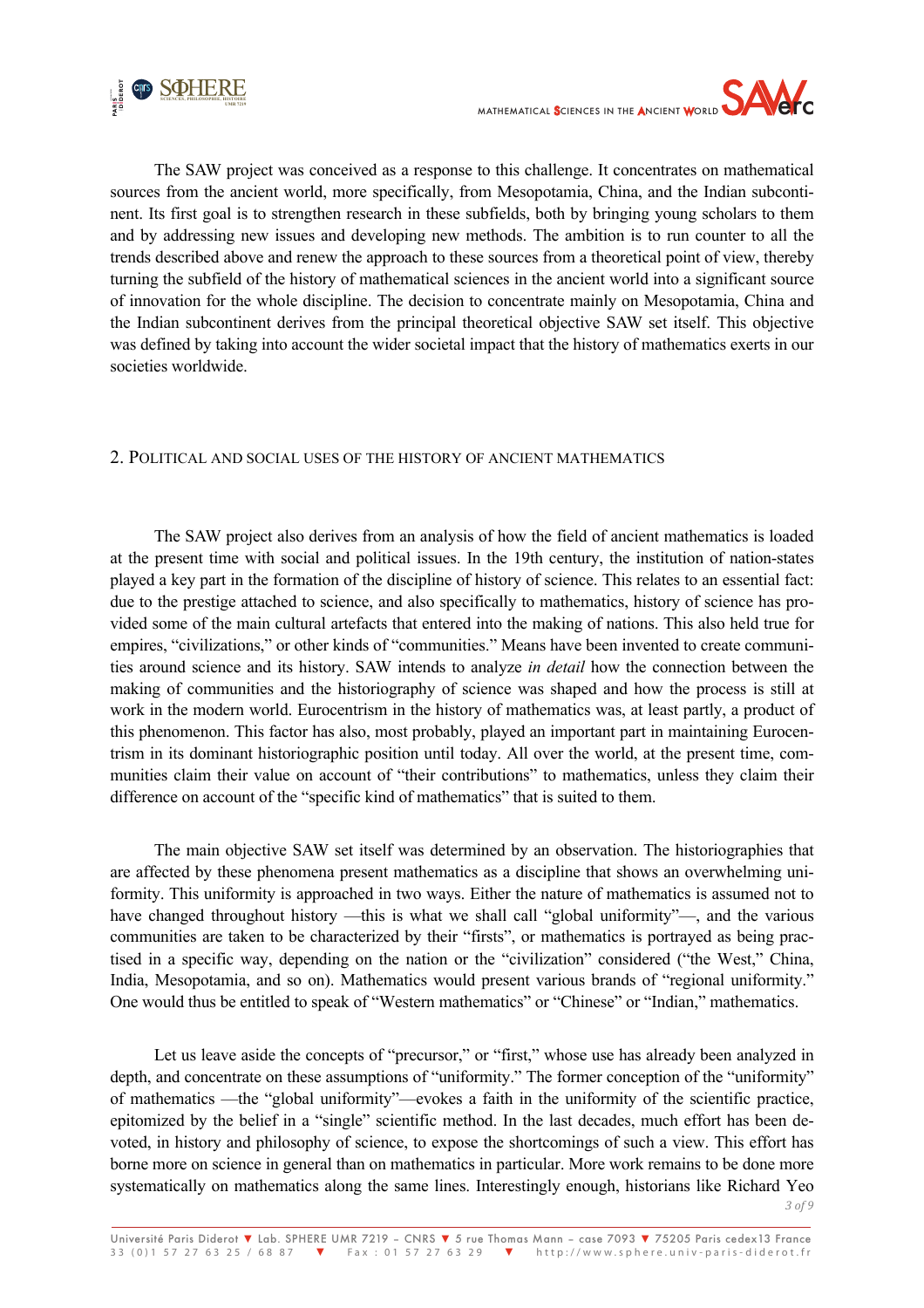The SAW project was conceived as a response to this challenge. It concentrates on mathematical sources from the ancient world, more specifically, from Mesopotamia, China, and the Indian subcontinent. Its first goal is to strengthen research in these subfields, both by bringing young scholars to them and by addressing new issues and developing new methods. The ambition is to run counter to all the trends described above and renew the approach to these sources from a theoretical point of view, thereby turning the subfield of the history of mathematical sciences in the ancient world into a significant source of innovation for the whole discipline. The decision to concentrate mainly on Mesopotamia, China and the Indian subcontinent derives from the principal theoretical objective SAW set itself. This objective was defined by taking into account the wider societal impact that the history of mathematics exerts in our societies worldwide.

## 2. Political and social uses of the history of ancient mathematics

The SAW project also derives from an analysis of how the field of ancient mathematics is loaded at the present time with social and political issues. In the 19th century, the institution of nation-states played a key part in the formation of the discipline of history of science. This relates to an essential fact: due to the prestige attached to science, and also specifically to mathematics, history of science has provided some of the main cultural artefacts that entered into the making of nations. This also held true for empires, "civilizations," or other kinds of "communities." Means have been invented to create communities around science and its history. SAW intends to analyze *in detail* how the connection between the making of communities and the historiography of science was shaped and how the process is still at work in the modern world. Eurocentrism in the history of mathematics was, at least partly, a product of this phenomenon. This factor has also, most probably, played an important part in maintaining Eurocentrism in its dominant historiographic position until today. All over the world, at the present time, communities claim their value on account of "their contributions" to mathematics, unless they claim their difference on account of the "specific kind of mathematics" that is suited to them.

The main objective SAW set itself was determined by an observation. The historiographies that are affected by these phenomena present mathematics as a discipline that shows an overwhelming uniformity. This uniformity is approached in two ways. Either the nature of mathematics is assumed not to have changed throughout history —this is what we shall call "global uniformity"—, and the various communities are taken to be characterized by their "firsts", or mathematics is portrayed as being practised in a specific way, depending on the nation or the "civilization" considered ("the West," China, India, Mesopotamia, and so on). Mathematics would present various brands of "regional uniformity." One would thus be entitled to speak of "Western mathematics" or "Chinese" or "Indian," mathematics.

Let us leave aside the concepts of "precursor," or "first," whose use has already been analyzed in depth, and concentrate on these assumptions of "uniformity." The former conception of the "uniformity" of mathematics —the "global uniformity"—evokes a faith in the uniformity of the scientific practice, epitomized by the belief in a "single" scientific method. In the last decades, much effort has been devoted, in history and philosophy of science, to expose the shortcomings of such a view. This effort has borne more on science in general than on mathematics in particular. More work remains to be done more systematically on mathematics along the same lines. Interestingly enough, historians like Richard Yeo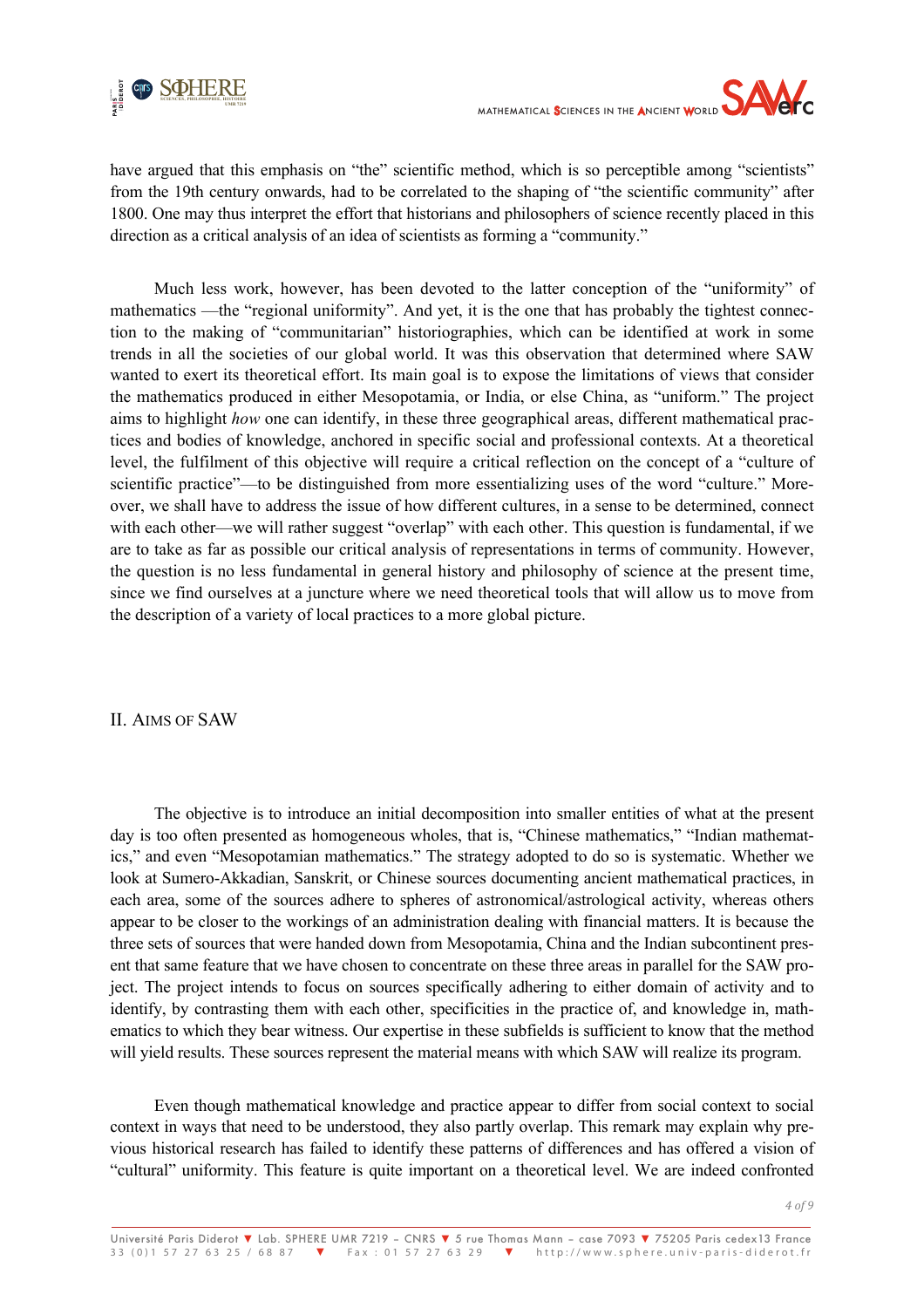have argued that this emphasis on "the" scientific method, which is so perceptible among "scientists" from the 19th century onwards, had to be correlated to the shaping of "the scientific community" after 1800. One may thus interpret the effort that historians and philosophers of science recently placed in this direction as a critical analysis of an idea of scientists as forming a "community."

Much less work, however, has been devoted to the latter conception of the "uniformity" of mathematics —the "regional uniformity". And yet, it is the one that has probably the tightest connection to the making of "communitarian" historiographies, which can be identified at work in some trends in all the societies of our global world. It was this observation that determined where SAW wanted to exert its theoretical effort. Its main goal is to expose the limitations of views that consider the mathematics produced in either Mesopotamia, or India, or else China, as "uniform." The project aims to highlight *how* one can identify, in these three geographical areas, different mathematical practices and bodies of knowledge, anchored in specific social and professional contexts. At a theoretical level, the fulfilment of this objective will require a critical reflection on the concept of a "culture of scientific practice"—to be distinguished from more essentializing uses of the word "culture." Moreover, we shall have to address the issue of how different cultures, in a sense to be determined, connect with each other—we will rather suggest "overlap" with each other. This question is fundamental, if we are to take as far as possible our critical analysis of representations in terms of community. However, the question is no less fundamental in general history and philosophy of science at the present time, since we find ourselves at a juncture where we need theoretical tools that will allow us to move from the description of a variety of local practices to a more global picture.

## II. Aims of SAW

The objective is to introduce an initial decomposition into smaller entities of what at the present day is too often presented as homogeneous wholes, that is, "Chinese mathematics," "Indian mathematics," and even "Mesopotamian mathematics." The strategy adopted to do so is systematic. Whether we look at Sumero-Akkadian, Sanskrit, or Chinese sources documenting ancient mathematical practices, in each area, some of the sources adhere to spheres of astronomical/astrological activity, whereas others appear to be closer to the workings of an administration dealing with financial matters. It is because the three sets of sources that were handed down from Mesopotamia, China and the Indian subcontinent present that same feature that we have chosen to concentrate on these three areas in parallel for the SAW project. The project intends to focus on sources specifically adhering to either domain of activity and to identify, by contrasting them with each other, specificities in the practice of, and knowledge in, mathematics to which they bear witness. Our expertise in these subfields is sufficient to know that the method will yield results. These sources represent the material means with which SAW will realize its program.

Even though mathematical knowledge and practice appear to differ from social context to social context in ways that need to be understood, they also partly overlap. This remark may explain why previous historical research has failed to identify these patterns of differences and has offered a vision of "cultural" uniformity. This feature is quite important on a theoretical level. We are indeed confronted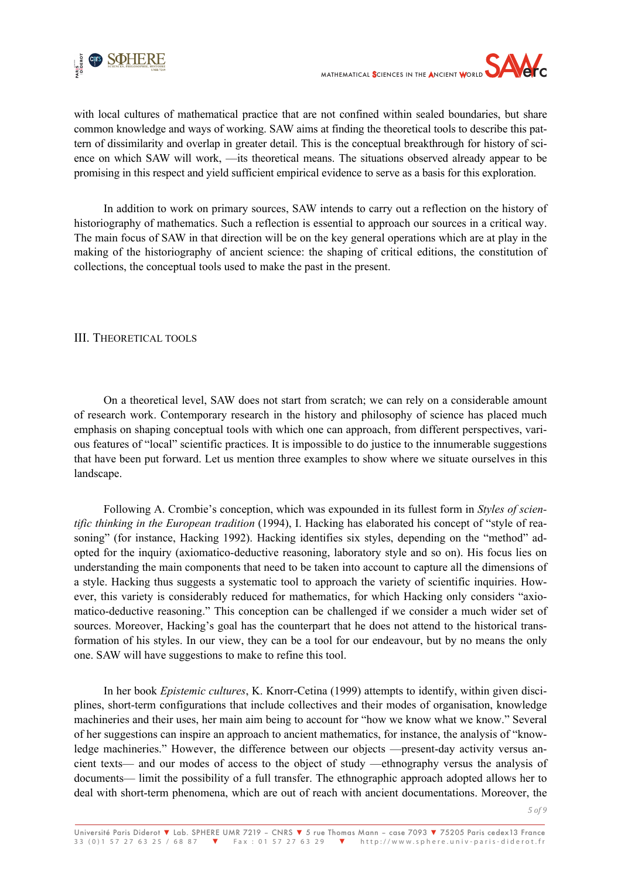with local cultures of mathematical practice that are not confined within sealed boundaries, but share common knowledge and ways of working. SAW aims at finding the theoretical tools to describe this pattern of dissimilarity and overlap in greater detail. This is the conceptual breakthrough for history of science on which SAW will work, —its theoretical means. The situations observed already appear to be promising in this respect and yield sufficient empirical evidence to serve as a basis for this exploration.

In addition to work on primary sources, SAW intends to carry out a reflection on the history of historiography of mathematics. Such a reflection is essential to approach our sources in a critical way. The main focus of SAW in that direction will be on the key general operations which are at play in the making of the historiography of ancient science: the shaping of critical editions, the constitution of collections, the conceptual tools used to make the past in the present.

## III. Theoretical tools

On a theoretical level, SAW does not start from scratch; we can rely on a considerable amount of research work. Contemporary research in the history and philosophy of science has placed much emphasis on shaping conceptual tools with which one can approach, from different perspectives, various features of "local" scientific practices. It is impossible to do justice to the innumerable suggestions that have been put forward. Let us mention three examples to show where we situate ourselves in this landscape.

Following A. Crombie's conception, which was expounded in its fullest form in *Styles of scientific thinking in the European tradition* (1994), I. Hacking has elaborated his concept of "style of reasoning" (for instance, Hacking 1992). Hacking identifies six styles, depending on the "method" adopted for the inquiry (axiomatico-deductive reasoning, laboratory style and so on). His focus lies on understanding the main components that need to be taken into account to capture all the dimensions of a style. Hacking thus suggests a systematic tool to approach the variety of scientific inquiries. However, this variety is considerably reduced for mathematics, for which Hacking only considers "axiomatico-deductive reasoning." This conception can be challenged if we consider a much wider set of sources. Moreover, Hacking's goal has the counterpart that he does not attend to the historical transformation of his styles. In our view, they can be a tool for our endeavour, but by no means the only one. SAW will have suggestions to make to refine this tool.

In her book *Epistemic cultures*, K. Knorr-Cetina (1999) attempts to identify, within given disciplines, short-term configurations that include collectives and their modes of organisation, knowledge machineries and their uses, her main aim being to account for "how we know what we know." Several of her suggestions can inspire an approach to ancient mathematics, for instance, the analysis of "knowledge machineries." However, the difference between our objects —present-day activity versus ancient texts— and our modes of access to the object of study —ethnography versus the analysis of documents— limit the possibility of a full transfer. The ethnographic approach adopted allows her to deal with short-term phenomena, which are out of reach with ancient documentations. Moreover, the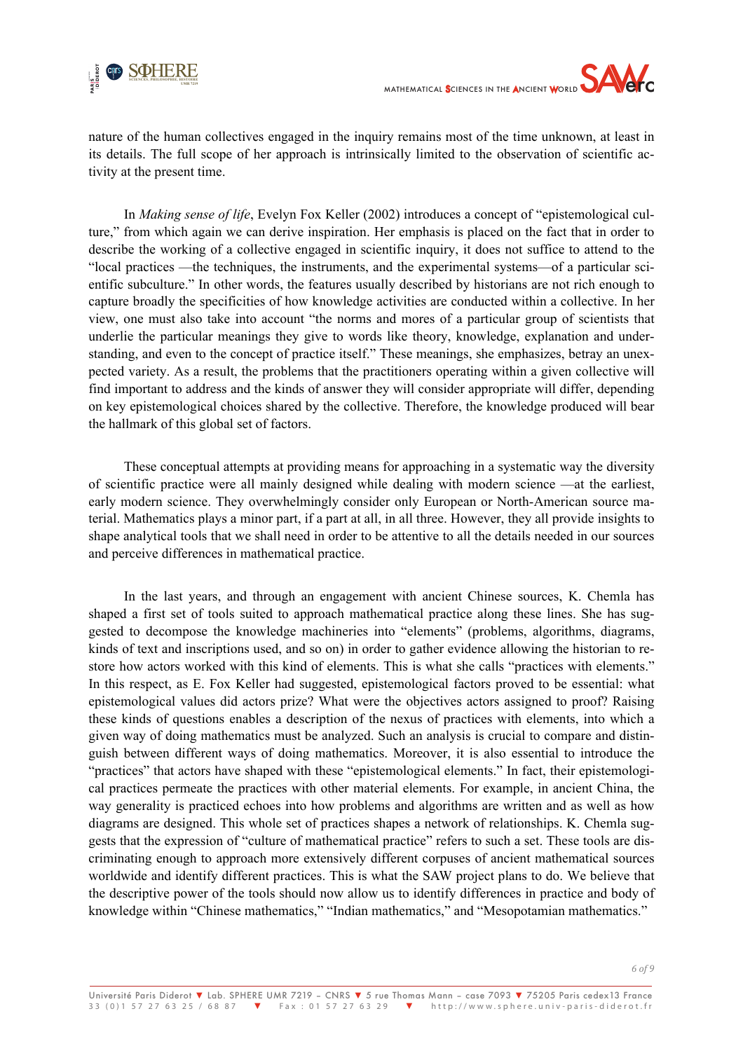nature of the human collectives engaged in the inquiry remains most of the time unknown, at least in its details. The full scope of her approach is intrinsically limited to the observation of scientific activity at the present time.

In *Making sense of life*, Evelyn Fox Keller (2002) introduces a concept of "epistemological culture," from which again we can derive inspiration. Her emphasis is placed on the fact that in order to describe the working of a collective engaged in scientific inquiry, it does not suffice to attend to the "local practices —the techniques, the instruments, and the experimental systems—of a particular scientific subculture." In other words, the features usually described by historians are not rich enough to capture broadly the specificities of how knowledge activities are conducted within a collective. In her view, one must also take into account "the norms and mores of a particular group of scientists that underlie the particular meanings they give to words like theory, knowledge, explanation and understanding, and even to the concept of practice itself." These meanings, she emphasizes, betray an unexpected variety. As a result, the problems that the practitioners operating within a given collective will find important to address and the kinds of answer they will consider appropriate will differ, depending on key epistemological choices shared by the collective. Therefore, the knowledge produced will bear the hallmark of this global set of factors.

These conceptual attempts at providing means for approaching in a systematic way the diversity of scientific practice were all mainly designed while dealing with modern science —at the earliest, early modern science. They overwhelmingly consider only European or North-American source material. Mathematics plays a minor part, if a part at all, in all three. However, they all provide insights to shape analytical tools that we shall need in order to be attentive to all the details needed in our sources and perceive differences in mathematical practice.

In the last years, and through an engagement with ancient Chinese sources, K. Chemla has shaped a first set of tools suited to approach mathematical practice along these lines. She has suggested to decompose the knowledge machineries into "elements" (problems, algorithms, diagrams, kinds of text and inscriptions used, and so on) in order to gather evidence allowing the historian to restore how actors worked with this kind of elements. This is what she calls "practices with elements." In this respect, as E. Fox Keller had suggested, epistemological factors proved to be essential: what epistemological values did actors prize? What were the objectives actors assigned to proof? Raising these kinds of questions enables a description of the nexus of practices with elements, into which a given way of doing mathematics must be analyzed. Such an analysis is crucial to compare and distinguish between different ways of doing mathematics. Moreover, it is also essential to introduce the "practices" that actors have shaped with these "epistemological elements." In fact, their epistemological practices permeate the practices with other material elements. For example, in ancient China, the way generality is practiced echoes into how problems and algorithms are written and as well as how diagrams are designed. This whole set of practices shapes a network of relationships. K. Chemla suggests that the expression of "culture of mathematical practice" refers to such a set. These tools are discriminating enough to approach more extensively different corpuses of ancient mathematical sources worldwide and identify different practices. This is what the SAW project plans to do. We believe that the descriptive power of the tools should now allow us to identify differences in practice and body of knowledge within "Chinese mathematics," "Indian mathematics," and "Mesopotamian mathematics."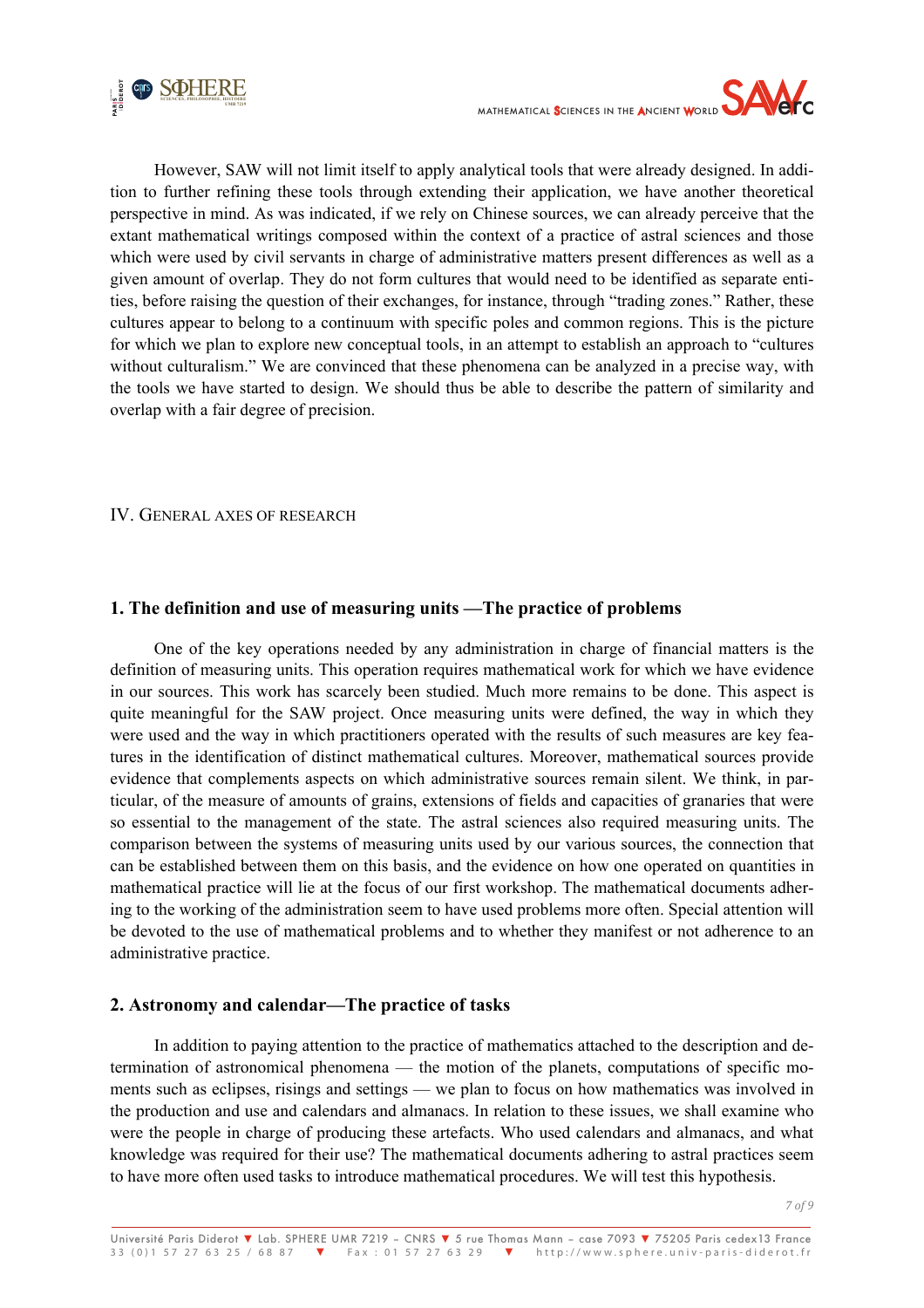However, SAW will not limit itself to apply analytical tools that were already designed. In addition to further refining these tools through extending their application, we have another theoretical perspective in mind. As was indicated, if we rely on Chinese sources, we can already perceive that the extant mathematical writings composed within the context of a practice of astral sciences and those which were used by civil servants in charge of administrative matters present differences as well as a given amount of overlap. They do not form cultures that would need to be identified as separate entities, before raising the question of their exchanges, for instance, through "trading zones." Rather, these cultures appear to belong to a continuum with specific poles and common regions. This is the picture for which we plan to explore new conceptual tools, in an attempt to establish an approach to "cultures without culturalism." We are convinced that these phenomena can be analyzed in a precise way, with the tools we have started to design. We should thus be able to describe the pattern of similarity and overlap with a fair degree of precision.

## IV. General axes of research

### 1. The definition and use of measuring units —The practice of problems

One of the key operations needed by any administration in charge of financial matters is the definition of measuring units. This operation requires mathematical work for which we have evidence in our sources. This work has scarcely been studied. Much more remains to be done. This aspect is quite meaningful for the SAW project. Once measuring units were defined, the way in which they were used and the way in which practitioners operated with the results of such measures are key features in the identification of distinct mathematical cultures. Moreover, mathematical sources provide evidence that complements aspects on which administrative sources remain silent. We think, in particular, of the measure of amounts of grains, extensions of fields and capacities of granaries that were so essential to the management of the state. The astral sciences also required measuring units. The comparison between the systems of measuring units used by our various sources, the connection that can be established between them on this basis, and the evidence on how one operated on quantities in mathematical practice will lie at the focus of our first workshop. The mathematical documents adhering to the working of the administration seem to have used problems more often. Special attention will be devoted to the use of mathematical problems and to whether they manifest or not adherence to an administrative practice.

### 2. Astronomy and calendar—The practice of tasks

In addition to paying attention to the practice of mathematics attached to the description and determination of astronomical phenomena — the motion of the planets, computations of specific moments such as eclipses, risings and settings — we plan to focus on how mathematics was involved in the production and use and calendars and almanacs. In relation to these issues, we shall examine who were the people in charge of producing these artefacts. Who used calendars and almanacs, and what knowledge was required for their use? The mathematical documents adhering to astral practices seem to have more often used tasks to introduce mathematical procedures. We will test this hypothesis.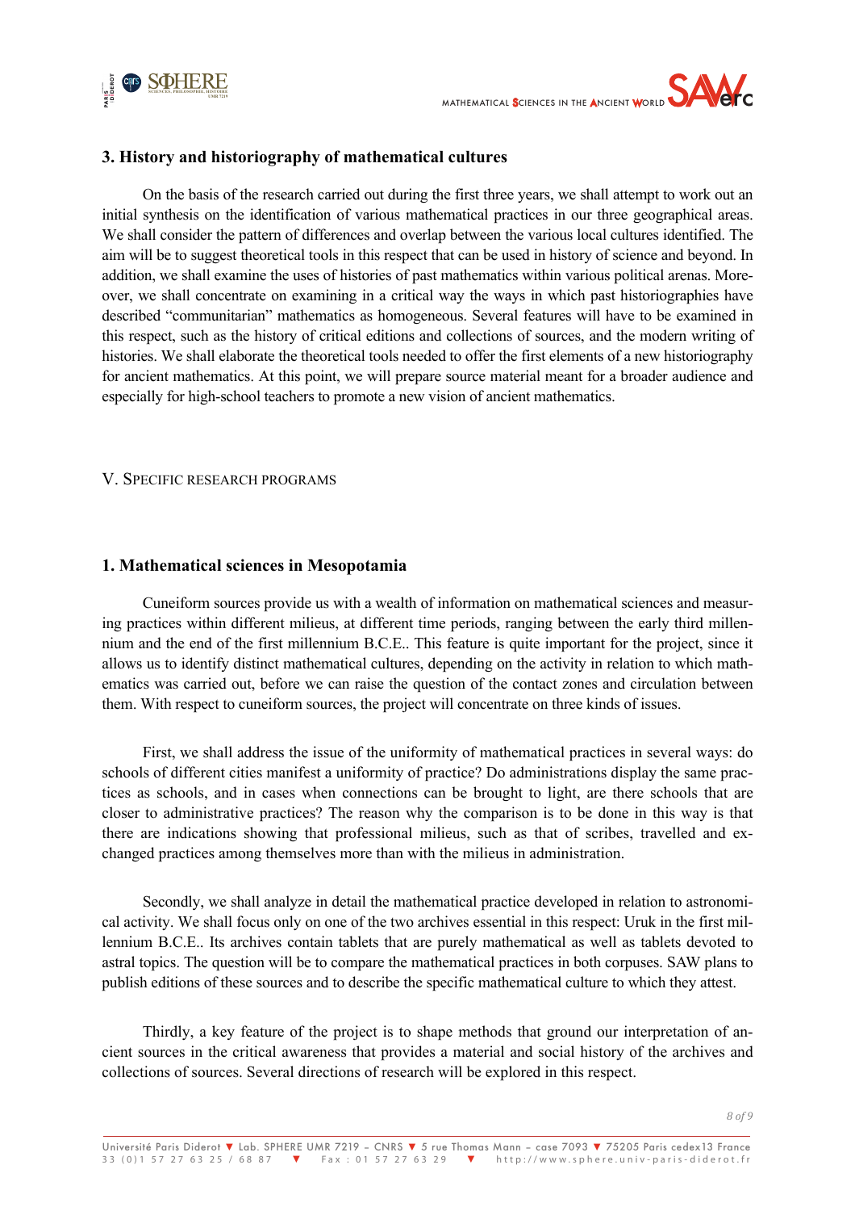### 3. History and historiography of mathematical cultures

On the basis of the research carried out during the first three years, we shall attempt to work out an initial synthesis on the identification of various mathematical practices in our three geographical areas. We shall consider the pattern of differences and overlap between the various local cultures identified. The aim will be to suggest theoretical tools in this respect that can be used in history of science and beyond. In addition, we shall examine the uses of histories of past mathematics within various political arenas. Moreover, we shall concentrate on examining in a critical way the ways in which past historiographies have described "communitarian" mathematics as homogeneous. Several features will have to be examined in this respect, such as the history of critical editions and collections of sources, and the modern writing of histories. We shall elaborate the theoretical tools needed to offer the first elements of a new historiography for ancient mathematics. At this point, we will prepare source material meant for a broader audience and especially for high-school teachers to promote a new vision of ancient mathematics.

## V. Specific research programs

### 1. Mathematical sciences in Mesopotamia

Cuneiform sources provide us with a wealth of information on mathematical sciences and measuring practices within different milieus, at different time periods, ranging between the early third millennium and the end of the first millennium B.C.E.. This feature is quite important for the project, since it allows us to identify distinct mathematical cultures, depending on the activity in relation to which mathematics was carried out, before we can raise the question of the contact zones and circulation between them. With respect to cuneiform sources, the project will concentrate on three kinds of issues.

First, we shall address the issue of the uniformity of mathematical practices in several ways: do schools of different cities manifest a uniformity of practice? Do administrations display the same practices as schools, and in cases when connections can be brought to light, are there schools that are closer to administrative practices? The reason why the comparison is to be done in this way is that there are indications showing that professional milieus, such as that of scribes, travelled and exchanged practices among themselves more than with the milieus in administration.

Secondly, we shall analyze in detail the mathematical practice developed in relation to astronomical activity. We shall focus only on one of the two archives essential in this respect: Uruk in the first millennium B.C.E.. Its archives contain tablets that are purely mathematical as well as tablets devoted to astral topics. The question will be to compare the mathematical practices in both corpuses. SAW plans to publish editions of these sources and to describe the specific mathematical culture to which they attest.

Thirdly, a key feature of the project is to shape methods that ground our interpretation of ancient sources in the critical awareness that provides a material and social history of the archives and collections of sources. Several directions of research will be explored in this respect.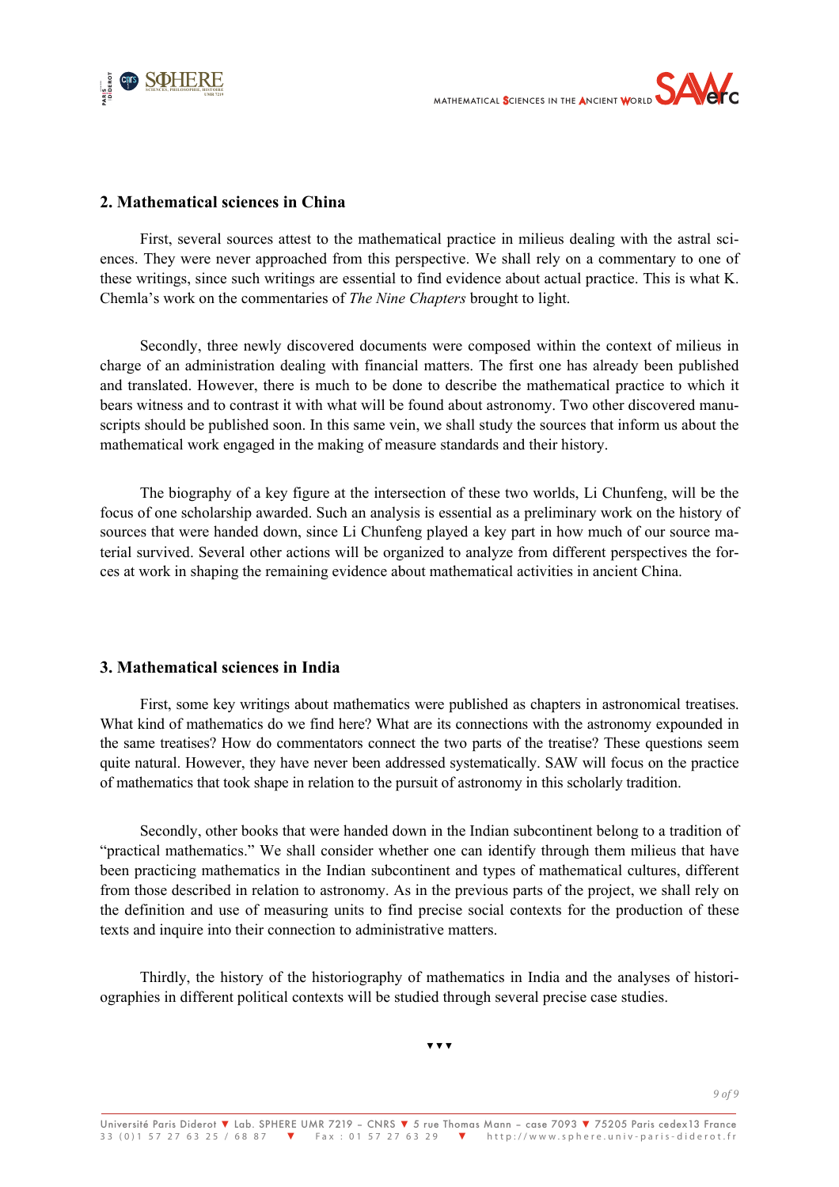## 2. Mathematical sciences in China

First, several sources attest to the mathematical practice in milieus dealing with the astral sciences. They were never approached from this perspective. We shall rely on a commentary to one of these writings, since such writings are essential to find evidence about actual practice. This is what K. Chemla's work on the commentaries of *The Nine Chapters* brought to light.

Secondly, three newly discovered documents were composed within the context of milieus in charge of an administration dealing with financial matters. The first one has already been published and translated. However, there is much to be done to describe the mathematical practice to which it bears witness and to contrast it with what will be found about astronomy. Two other discovered manuscripts should be published soon. In this same vein, we shall study the sources that inform us about the mathematical work engaged in the making of measure standards and their history.

The biography of a key figure at the intersection of these two worlds, Li Chunfeng, will be the focus of one scholarship awarded. Such an analysis is essential as a preliminary work on the history of sources that were handed down, since Li Chunfeng played a key part in how much of our source material survived. Several other actions will be organized to analyze from different perspectives the forces at work in shaping the remaining evidence about mathematical activities in ancient China.

## 3. Mathematical sciences in India

First, some key writings about mathematics were published as chapters in astronomical treatises. What kind of mathematics do we find here? What are its connections with the astronomy expounded in the same treatises? How do commentators connect the two parts of the treatise? These questions seem quite natural. However, they have never been addressed systematically. SAW will focus on the practice of mathematics that took shape in relation to the pursuit of astronomy in this scholarly tradition.

Secondly, other books that were handed down in the Indian subcontinent belong to a tradition of "practical mathematics." We shall consider whether one can identify through them milieus that have been practicing mathematics in the Indian subcontinent and types of mathematical cultures, different from those described in relation to astronomy. As in the previous parts of the project, we shall rely on the definition and use of measuring units to find precise social contexts for the production of these texts and inquire into their connection to administrative matters.

Thirdly, the history of the historiography of mathematics in India and the analyses of historiographies in different political contexts will be studied through several precise case studies.

▼▼▼